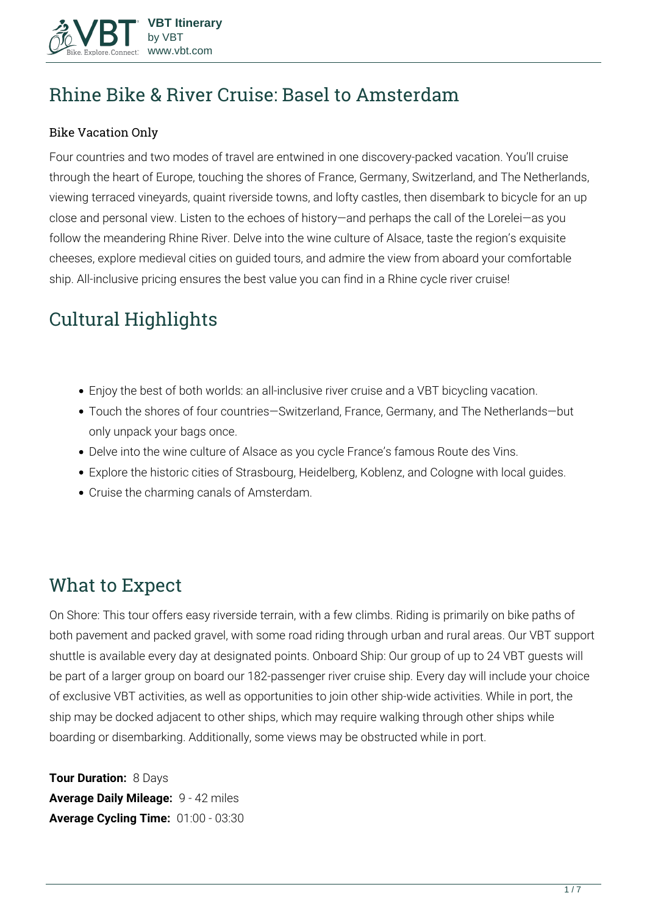# Rhine Bike & River Cruise: Basel to Amsterdam

### Bike Vacation Only

Four countries and two modes of travel are entwined in one discovery-packed vacation. You'll cruise through the heart of Europe, touching the shores of France, Germany, Switzerland, and The Netherlands, viewing terraced vineyards, quaint riverside towns, and lofty castles, then disembark to bicycle for an up close and personal view. Listen to the echoes of history—and perhaps the call of the Lorelei—as you follow the meandering Rhine River. Delve into the wine culture of Alsace, taste the region's exquisite cheeses, explore medieval cities on guided tours, and admire the view from aboard your comfortable ship. All-inclusive pricing ensures the best value you can find in a Rhine cycle river cruise!

## Cultural Highlights

- Enjoy the best of both worlds: an all-inclusive river cruise and a VBT bicycling vacation.
- Touch the shores of four countries—Switzerland, France, Germany, and The Netherlands—but only unpack your bags once.
- Delve into the wine culture of Alsace as you cycle France's famous Route des Vins.
- Explore the historic cities of Strasbourg, Heidelberg, Koblenz, and Cologne with local guides.
- Cruise the charming canals of Amsterdam.

## What to Expect

On Shore: This tour offers easy riverside terrain, with a few climbs. Riding is primarily on bike paths of both pavement and packed gravel, with some road riding through urban and rural areas. Our VBT support shuttle is available every day at designated points. Onboard Ship: Our group of up to 24 VBT guests will be part of a larger group on board our 182-passenger river cruise ship. Every day will include your choice of exclusive VBT activities, as well as opportunities to join other ship-wide activities. While in port, the ship may be docked adjacent to other ships, which may require walking through other ships while boarding or disembarking. Additionally, some views may be obstructed while in port.

**Tour Duration:** 8 Days
**Average Daily Mileage:** 9 - 42 miles
**Average Cycling Time:** 01:00 - 03:30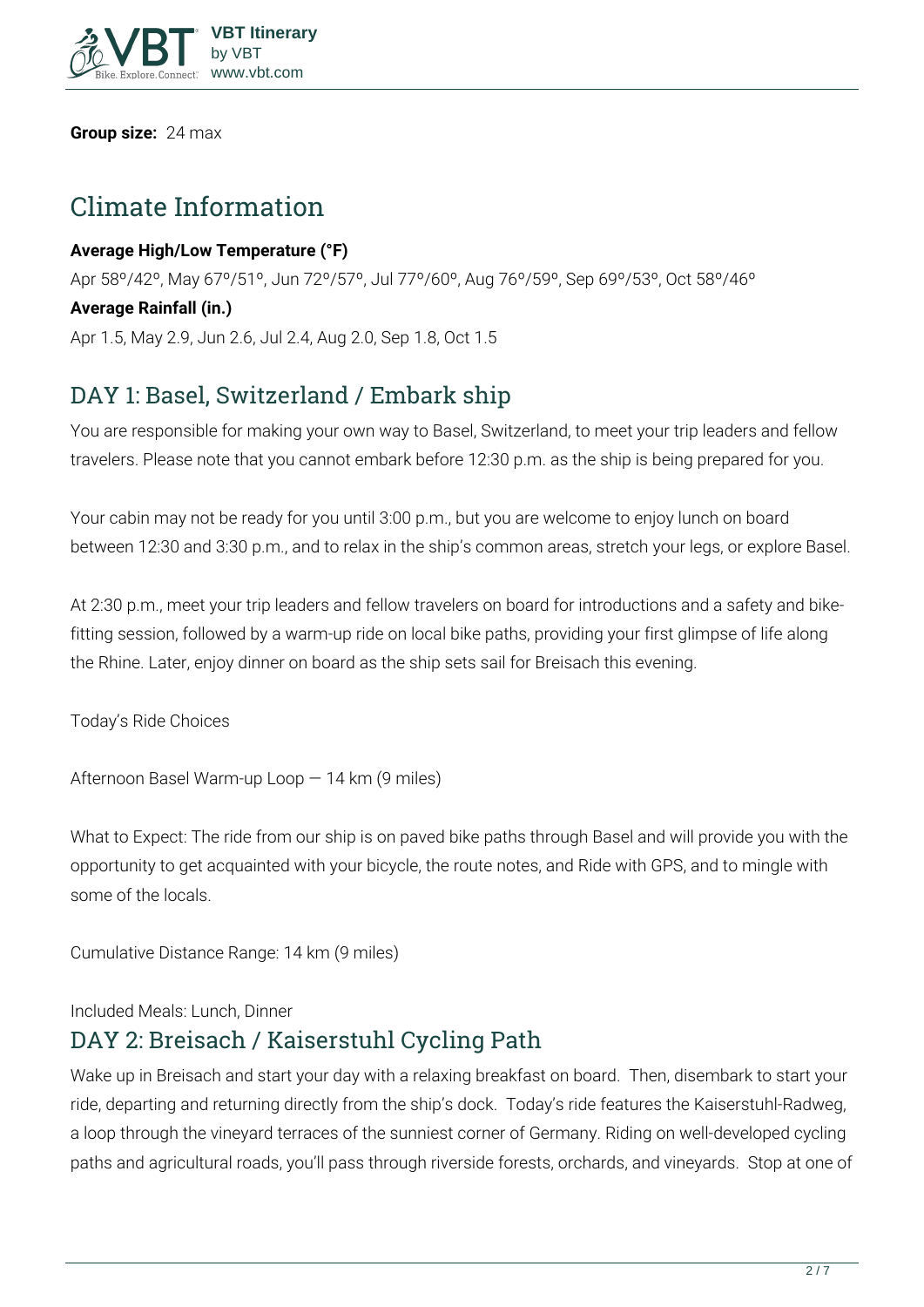**Group size:** 24 max

# Climate Information

**Average High/Low Temperature (°F)**

Apr 58º/42º, May 67º/51º, Jun 72º/57º, Jul 77º/60º, Aug 76º/59º, Sep 69º/53º, Oct 58º/46º

**Average Rainfall (in.)**

Apr 1.5, May 2.9, Jun 2.6, Jul 2.4, Aug 2.0, Sep 1.8, Oct 1.5

## DAY 1: Basel, Switzerland / Embark ship

You are responsible for making your own way to Basel, Switzerland, to meet your trip leaders and fellow travelers. Please note that you cannot embark before 12:30 p.m. as the ship is being prepared for you.

Your cabin may not be ready for you until 3:00 p.m., but you are welcome to enjoy lunch on board between 12:30 and 3:30 p.m., and to relax in the ship's common areas, stretch your legs, or explore Basel.

At 2:30 p.m., meet your trip leaders and fellow travelers on board for introductions and a safety and bike-fitting session, followed by a warm-up ride on local bike paths, providing your first glimpse of life along the Rhine. Later, enjoy dinner on board as the ship sets sail for Breisach this evening.

Today's Ride Choices

Afternoon Basel Warm-up Loop — 14 km (9 miles)

What to Expect: The ride from our ship is on paved bike paths through Basel and will provide you with the opportunity to get acquainted with your bicycle, the route notes, and Ride with GPS, and to mingle with some of the locals.

Cumulative Distance Range: 14 km (9 miles)

Included Meals: Lunch, Dinner

## DAY 2: Breisach / Kaiserstuhl Cycling Path

Wake up in Breisach and start your day with a relaxing breakfast on board. Then, disembark to start your ride, departing and returning directly from the ship's dock. Today's ride features the Kaiserstuhl-Radweg, a loop through the vineyard terraces of the sunniest corner of Germany. Riding on well-developed cycling paths and agricultural roads, you'll pass through riverside forests, orchards, and vineyards. Stop at one of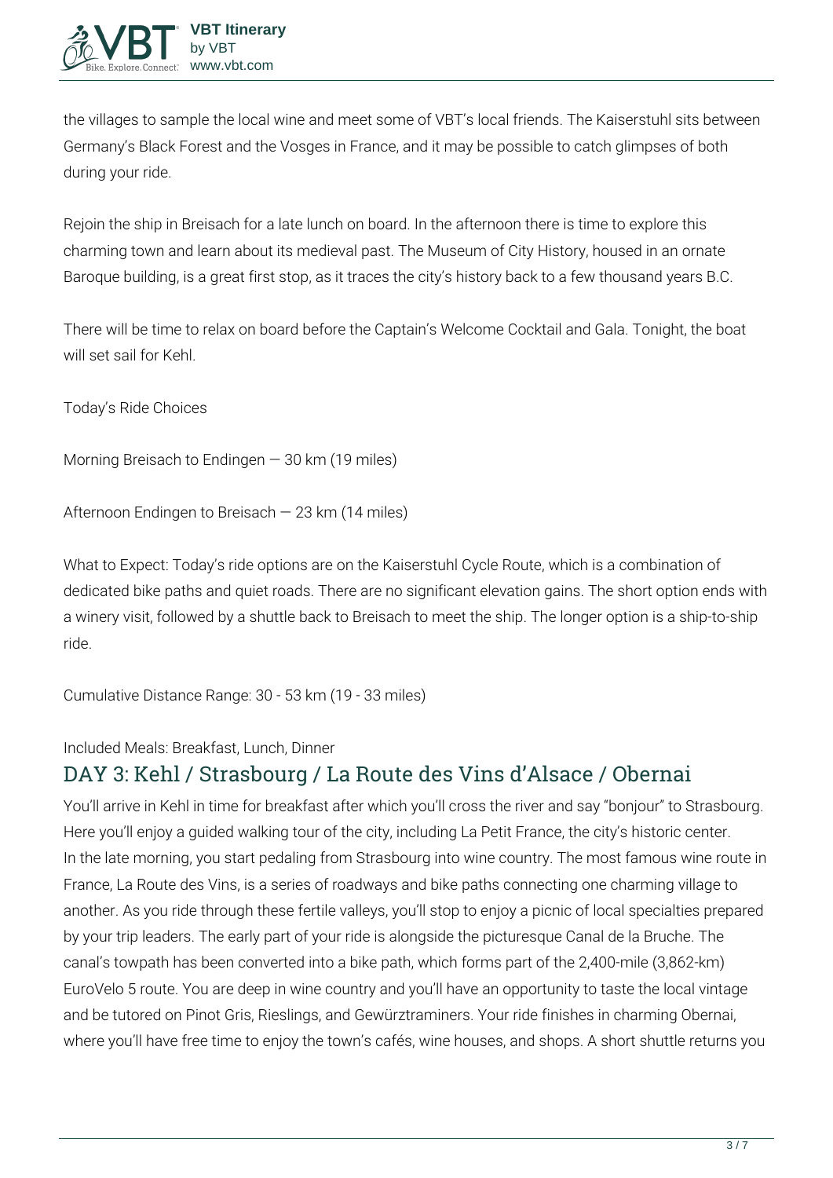the villages to sample the local wine and meet some of VBT's local friends. The Kaiserstuhl sits between Germany's Black Forest and the Vosges in France, and it may be possible to catch glimpses of both during your ride.

Rejoin the ship in Breisach for a late lunch on board. In the afternoon there is time to explore this charming town and learn about its medieval past. The Museum of City History, housed in an ornate Baroque building, is a great first stop, as it traces the city's history back to a few thousand years B.C.

There will be time to relax on board before the Captain's Welcome Cocktail and Gala. Tonight, the boat will set sail for Kehl.

Today's Ride Choices

Morning Breisach to Endingen — 30 km (19 miles)

Afternoon Endingen to Breisach — 23 km (14 miles)

What to Expect: Today's ride options are on the Kaiserstuhl Cycle Route, which is a combination of dedicated bike paths and quiet roads. There are no significant elevation gains. The short option ends with a winery visit, followed by a shuttle back to Breisach to meet the ship. The longer option is a ship-to-ship ride.

Cumulative Distance Range: 30 - 53 km (19 - 33 miles)

Included Meals: Breakfast, Lunch, Dinner

## DAY 3: Kehl / Strasbourg / La Route des Vins d'Alsace / Obernai

You'll arrive in Kehl in time for breakfast after which you'll cross the river and say "bonjour" to Strasbourg. Here you'll enjoy a guided walking tour of the city, including La Petit France, the city's historic center. In the late morning, you start pedaling from Strasbourg into wine country. The most famous wine route in France, La Route des Vins, is a series of roadways and bike paths connecting one charming village to another. As you ride through these fertile valleys, you'll stop to enjoy a picnic of local specialties prepared by your trip leaders. The early part of your ride is alongside the picturesque Canal de la Bruche. The canal's towpath has been converted into a bike path, which forms part of the 2,400-mile (3,862-km) EuroVelo 5 route. You are deep in wine country and you'll have an opportunity to taste the local vintage and be tutored on Pinot Gris, Rieslings, and Gewürztraminers. Your ride finishes in charming Obernai, where you'll have free time to enjoy the town's cafés, wine houses, and shops. A short shuttle returns you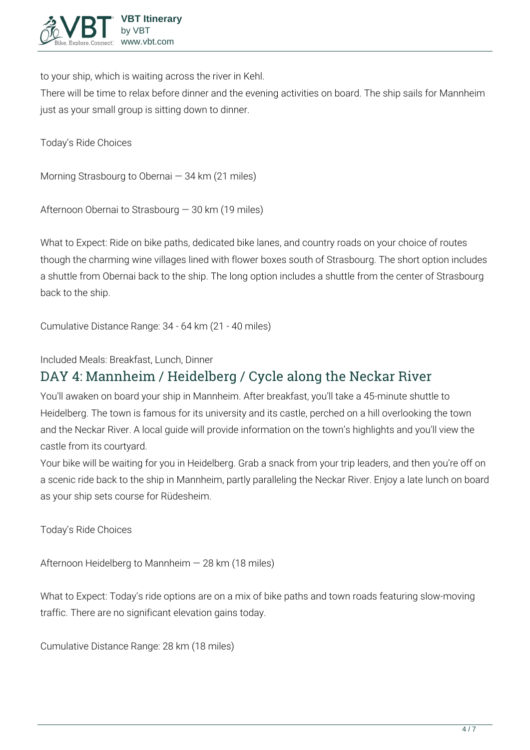to your ship, which is waiting across the river in Kehl.
There will be time to relax before dinner and the evening activities on board. The ship sails for Mannheim just as your small group is sitting down to dinner.

Today's Ride Choices

Morning Strasbourg to Obernai — 34 km (21 miles)

Afternoon Obernai to Strasbourg — 30 km (19 miles)

What to Expect: Ride on bike paths, dedicated bike lanes, and country roads on your choice of routes though the charming wine villages lined with flower boxes south of Strasbourg. The short option includes a shuttle from Obernai back to the ship. The long option includes a shuttle from the center of Strasbourg back to the ship.

Cumulative Distance Range: 34 - 64 km (21 - 40 miles)

Included Meals: Breakfast, Lunch, Dinner

## DAY 4: Mannheim / Heidelberg / Cycle along the Neckar River

You'll awaken on board your ship in Mannheim. After breakfast, you'll take a 45-minute shuttle to Heidelberg. The town is famous for its university and its castle, perched on a hill overlooking the town and the Neckar River. A local guide will provide information on the town's highlights and you'll view the castle from its courtyard.
Your bike will be waiting for you in Heidelberg. Grab a snack from your trip leaders, and then you're off on a scenic ride back to the ship in Mannheim, partly paralleling the Neckar River. Enjoy a late lunch on board as your ship sets course for Rüdesheim.

Today's Ride Choices

Afternoon Heidelberg to Mannheim — 28 km (18 miles)

What to Expect: Today's ride options are on a mix of bike paths and town roads featuring slow-moving traffic. There are no significant elevation gains today.

Cumulative Distance Range: 28 km (18 miles)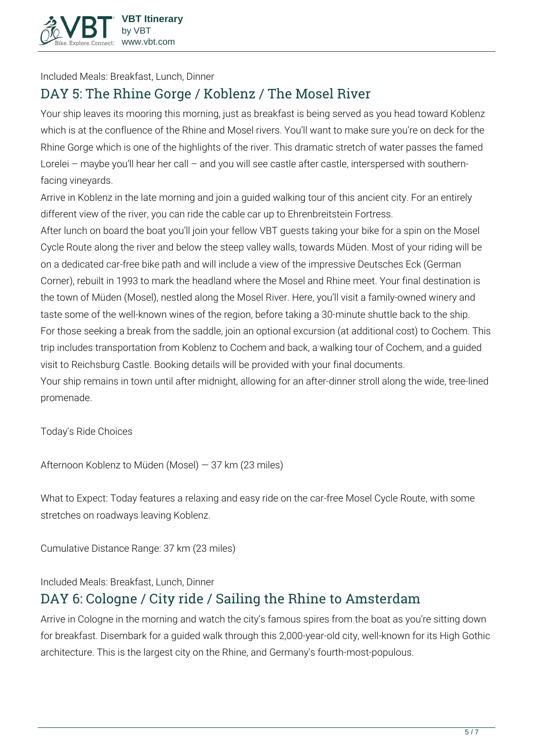Included Meals: Breakfast, Lunch, Dinner

## DAY 5: The Rhine Gorge / Koblenz / The Mosel River

Your ship leaves its mooring this morning, just as breakfast is being served as you head toward Koblenz which is at the confluence of the Rhine and Mosel rivers. You'll want to make sure you're on deck for the Rhine Gorge which is one of the highlights of the river. This dramatic stretch of water passes the famed Lorelei – maybe you'll hear her call – and you will see castle after castle, interspersed with southern-facing vineyards.

Arrive in Koblenz in the late morning and join a guided walking tour of this ancient city. For an entirely different view of the river, you can ride the cable car up to Ehrenbreitstein Fortress.

After lunch on board the boat you'll join your fellow VBT guests taking your bike for a spin on the Mosel Cycle Route along the river and below the steep valley walls, towards Müden. Most of your riding will be on a dedicated car-free bike path and will include a view of the impressive Deutsches Eck (German Corner), rebuilt in 1993 to mark the headland where the Mosel and Rhine meet. Your final destination is the town of Müden (Mosel), nestled along the Mosel River. Here, you'll visit a family-owned winery and taste some of the well-known wines of the region, before taking a 30-minute shuttle back to the ship.

For those seeking a break from the saddle, join an optional excursion (at additional cost) to Cochem. This trip includes transportation from Koblenz to Cochem and back, a walking tour of Cochem, and a guided visit to Reichsburg Castle. Booking details will be provided with your final documents.

Your ship remains in town until after midnight, allowing for an after-dinner stroll along the wide, tree-lined promenade.

Today's Ride Choices

Afternoon Koblenz to Müden (Mosel) — 37 km (23 miles)

What to Expect: Today features a relaxing and easy ride on the car-free Mosel Cycle Route, with some stretches on roadways leaving Koblenz.

Cumulative Distance Range: 37 km (23 miles)

Included Meals: Breakfast, Lunch, Dinner

## DAY 6: Cologne / City ride / Sailing the Rhine to Amsterdam

Arrive in Cologne in the morning and watch the city's famous spires from the boat as you're sitting down for breakfast. Disembark for a guided walk through this 2,000-year-old city, well-known for its High Gothic architecture. This is the largest city on the Rhine, and Germany's fourth-most-populous.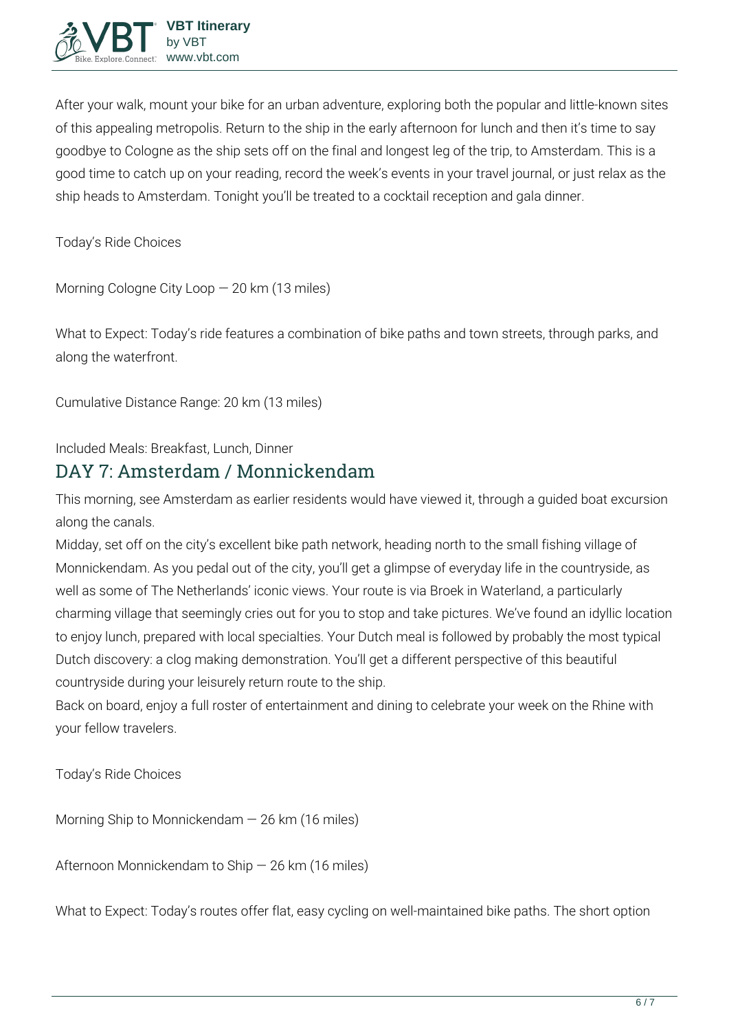After your walk, mount your bike for an urban adventure, exploring both the popular and little-known sites of this appealing metropolis. Return to the ship in the early afternoon for lunch and then it's time to say goodbye to Cologne as the ship sets off on the final and longest leg of the trip, to Amsterdam. This is a good time to catch up on your reading, record the week's events in your travel journal, or just relax as the ship heads to Amsterdam. Tonight you'll be treated to a cocktail reception and gala dinner.

Today's Ride Choices

Morning Cologne City Loop — 20 km (13 miles)

What to Expect: Today's ride features a combination of bike paths and town streets, through parks, and along the waterfront.

Cumulative Distance Range: 20 km (13 miles)

Included Meals: Breakfast, Lunch, Dinner

## DAY 7: Amsterdam / Monnickendam

This morning, see Amsterdam as earlier residents would have viewed it, through a guided boat excursion along the canals.

Midday, set off on the city's excellent bike path network, heading north to the small fishing village of Monnickendam. As you pedal out of the city, you'll get a glimpse of everyday life in the countryside, as well as some of The Netherlands' iconic views. Your route is via Broek in Waterland, a particularly charming village that seemingly cries out for you to stop and take pictures. We've found an idyllic location to enjoy lunch, prepared with local specialties. Your Dutch meal is followed by probably the most typical Dutch discovery: a clog making demonstration. You'll get a different perspective of this beautiful countryside during your leisurely return route to the ship.

Back on board, enjoy a full roster of entertainment and dining to celebrate your week on the Rhine with your fellow travelers.

Today's Ride Choices

Morning Ship to Monnickendam — 26 km (16 miles)

Afternoon Monnickendam to Ship — 26 km (16 miles)

What to Expect: Today's routes offer flat, easy cycling on well-maintained bike paths. The short option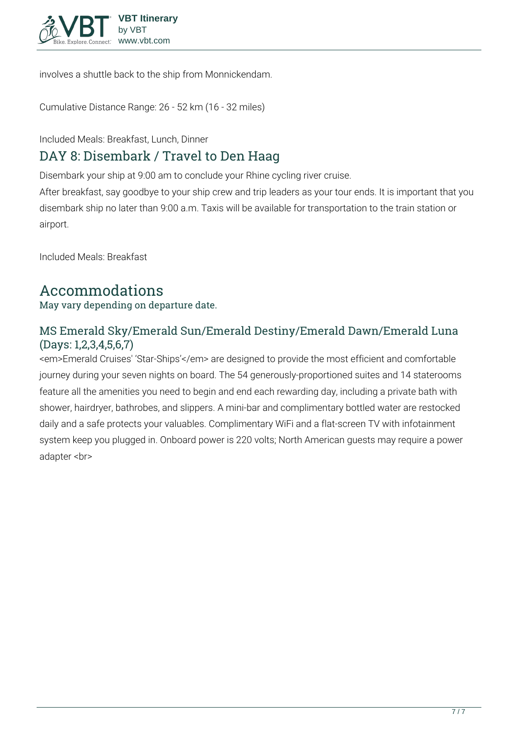involves a shuttle back to the ship from Monnickendam.

Cumulative Distance Range: 26 - 52 km (16 - 32 miles)

Included Meals: Breakfast, Lunch, Dinner

## DAY 8: Disembark / Travel to Den Haag

Disembark your ship at 9:00 am to conclude your Rhine cycling river cruise.

After breakfast, say goodbye to your ship crew and trip leaders as your tour ends. It is important that you disembark ship no later than 9:00 a.m. Taxis will be available for transportation to the train station or airport.

Included Meals: Breakfast

# Accommodations

May vary depending on departure date.

## MS Emerald Sky/Emerald Sun/Emerald Destiny/Emerald Dawn/Emerald Luna (Days: 1,2,3,4,5,6,7)

<em>Emerald Cruises' 'Star-Ships'</em> are designed to provide the most efficient and comfortable journey during your seven nights on board. The 54 generously-proportioned suites and 14 staterooms feature all the amenities you need to begin and end each rewarding day, including a private bath with shower, hairdryer, bathrobes, and slippers. A mini-bar and complimentary bottled water are restocked daily and a safe protects your valuables. Complimentary WiFi and a flat-screen TV with infotainment system keep you plugged in. Onboard power is 220 volts; North American guests may require a power adapter <br>